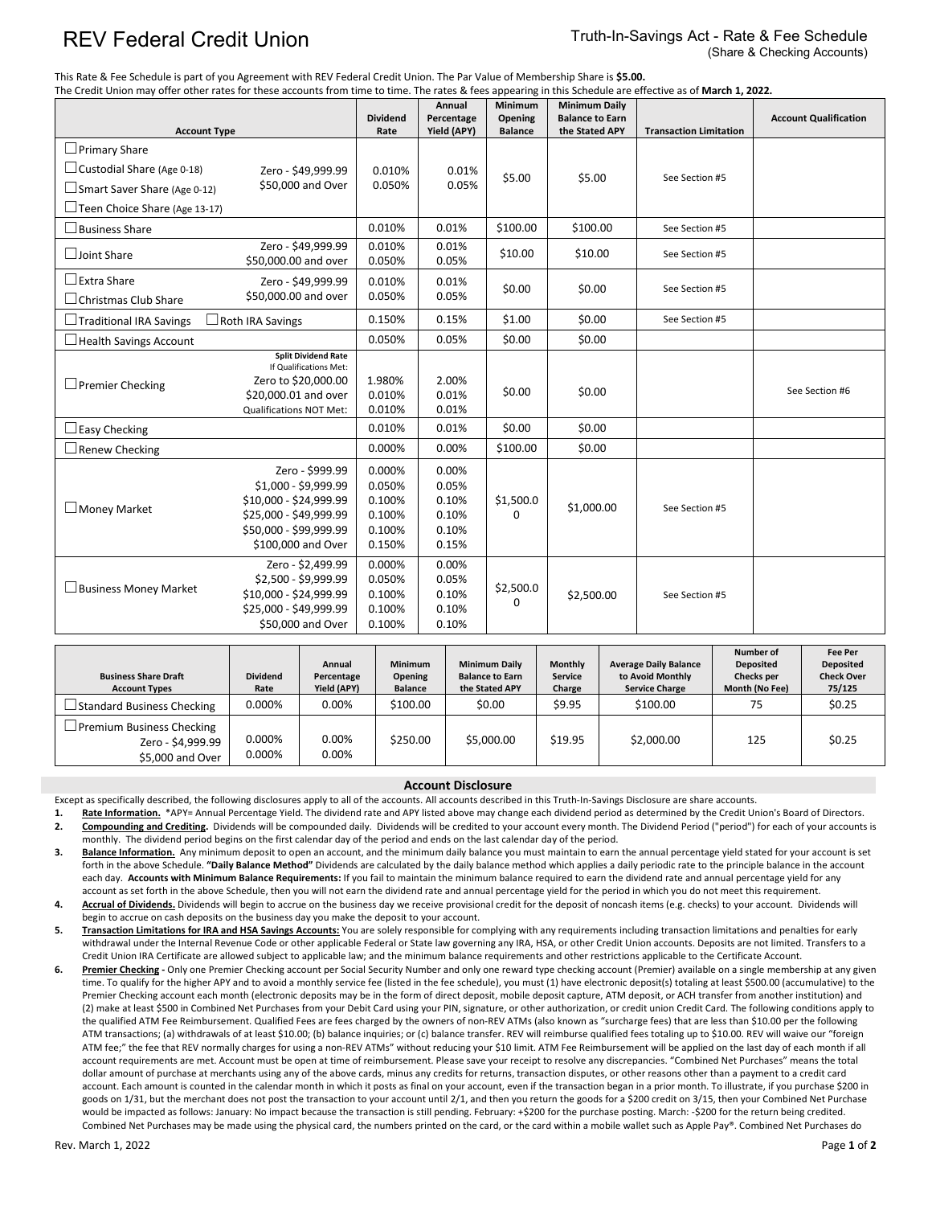# REV Federal Credit Union

## Truth-In-Savings Act - Rate & Fee Schedule
(Share & Checking Accounts)

This Rate & Fee Schedule is part of you Agreement with REV Federal Credit Union. The Par Value of Membership Share is **$5.00.**
The Credit Union may offer other rates for these accounts from time to time. The rates & fees appearing in this Schedule are effective as of **March 1, 2022.**

| Account Type | | Dividend Rate | Annual Percentage Yield (APY) | Minimum Opening Balance | Minimum Daily Balance to Earn the Stated APY | Transaction Limitation | Account Qualification |
|---|---|---|---|---|---|---|---|
| ☐ Primary Share<br>☐ Custodial Share (Age 0-18)<br>☐ Smart Saver Share (Age 0-12)<br>☐ Teen Choice Share (Age 13-17) | Zero - $49,999.99<br>$50,000 and Over | 0.010%<br>0.050% | 0.01%<br>0.05% | $5.00 | $5.00 | See Section #5 | |
| ☐ Business Share | | 0.010% | 0.01% | $100.00 | $100.00 | See Section #5 | |
| ☐ Joint Share | Zero - $49,999.99<br>$50,000.00 and over | 0.010%<br>0.050% | 0.01%<br>0.05% | $10.00 | $10.00 | See Section #5 | |
| ☐ Extra Share<br>☐ Christmas Club Share | Zero - $49,999.99<br>$50,000.00 and over | 0.010%<br>0.050% | 0.01%<br>0.05% | $0.00 | $0.00 | See Section #5 | |
| ☐ Traditional IRA Savings ☐ Roth IRA Savings | | 0.150% | 0.15% | $1.00 | $0.00 | See Section #5 | |
| ☐ Health Savings Account | | 0.050% | 0.05% | $0.00 | $0.00 | | |
| ☐ Premier Checking | **Split Dividend Rate** If Qualifications Met:<br>Zero to $20,000.00<br>$20,000.01 and over<br>Qualifications NOT Met: | 1.980%<br>0.010%<br>0.010% | 2.00%<br>0.01%<br>0.01% | $0.00 | $0.00 | | See Section #6 |
| ☐ Easy Checking | | 0.010% | 0.01% | $0.00 | $0.00 | | |
| ☐ Renew Checking | | 0.000% | 0.00% | $100.00 | $0.00 | | |
| ☐ Money Market | Zero - $999.99<br>$1,000 - $9,999.99<br>$10,000 - $24,999.99<br>$25,000 - $49,999.99<br>$50,000 - $99,999.99<br>$100,000 and Over | 0.000%<br>0.050%<br>0.100%<br>0.100%<br>0.100%<br>0.150% | 0.00%<br>0.05%<br>0.10%<br>0.10%<br>0.10%<br>0.15% | $1,500.00 | $1,000.00 | See Section #5 | |
| ☐ Business Money Market | Zero - $2,499.99<br>$2,500 - $9,999.99<br>$10,000 - $24,999.99<br>$25,000 - $49,999.99<br>$50,000 and Over | 0.000%<br>0.050%<br>0.100%<br>0.100%<br>0.100% | 0.00%<br>0.05%<br>0.10%<br>0.10%<br>0.10% | $2,500.00 | $2,500.00 | See Section #5 | |

| Business Share Draft Account Types | Dividend Rate | Annual Percentage Yield (APY) | Minimum Opening Balance | Minimum Daily Balance to Earn the Stated APY | Monthly Service Charge | Average Daily Balance to Avoid Monthly Service Charge | Number of Deposited Checks per Month (No Fee) | Fee Per Deposited Check Over 75/125 |
|---|---|---|---|---|---|---|---|---|
| ☐ Standard Business Checking | 0.000% | 0.00% | $100.00 | $0.00 | $9.95 | $100.00 | 75 | $0.25 |
| ☐ Premium Business Checking<br>Zero - $4,999.99<br>$5,000 and Over | 0.000%<br>0.000% | 0.00%<br>0.00% | $250.00 | $5,000.00 | $19.95 | $2,000.00 | 125 | $0.25 |

## Account Disclosure

Except as specifically described, the following disclosures apply to all of the accounts. All accounts described in this Truth-In-Savings Disclosure are share accounts.

1. **Rate Information.** *APY= Annual Percentage Yield. The dividend rate and APY listed above may change each dividend period as determined by the Credit Union's Board of Directors.
2. **Compounding and Crediting.** Dividends will be compounded daily. Dividends will be credited to your account every month. The Dividend Period ("period") for each of your accounts is monthly. The dividend period begins on the first calendar day of the period and ends on the last calendar day of the period.
3. **Balance Information.** Any minimum deposit to open an account, and the minimum daily balance you must maintain to earn the annual percentage yield stated for your account is set forth in the above Schedule. **"Daily Balance Method"** Dividends are calculated by the daily balance method which applies a daily periodic rate to the principle balance in the account each day. **Accounts with Minimum Balance Requirements:** If you fail to maintain the minimum balance required to earn the dividend rate and annual percentage yield for any account as set forth in the above Schedule, then you will not earn the dividend rate and annual percentage yield for the period in which you do not meet this requirement.
4. **Accrual of Dividends.** Dividends will begin to accrue on the business day we receive provisional credit for the deposit of noncash items (e.g. checks) to your account. Dividends will begin to accrue on cash deposits on the business day you make the deposit to your account.
5. **Transaction Limitations for IRA and HSA Savings Accounts:** You are solely responsible for complying with any requirements including transaction limitations and penalties for early withdrawal under the Internal Revenue Code or other applicable Federal or State law governing any IRA, HSA, or other Credit Union accounts. Deposits are not limited. Transfers to a Credit Union IRA Certificate are allowed subject to applicable law; and the minimum balance requirements and other restrictions applicable to the Certificate Account.
6. **Premier Checking -** Only one Premier Checking account per Social Security Number and only one reward type checking account (Premier) available on a single membership at any given time. To qualify for the higher APY and to avoid a monthly service fee (listed in the fee schedule), you must (1) have electronic deposit(s) totaling at least $500.00 (accumulative) to the Premier Checking account each month (electronic deposits may be in the form of direct deposit, mobile deposit capture, ATM deposit, or ACH transfer from another institution) and (2) make at least $500 in Combined Net Purchases from your Debit Card using your PIN, signature, or other authorization, or credit union Credit Card. The following conditions apply to the qualified ATM Fee Reimbursement. Qualified Fees are fees charged by the owners of non-REV ATMs (also known as "surcharge fees) that are less than $10.00 per the following ATM transactions; (a) withdrawals of at least $10.00; (b) balance inquiries; or (c) balance transfer. REV will reimburse qualified fees totaling up to $10.00. REV will waive our "foreign ATM fee;" the fee that REV normally charges for using a non-REV ATMs" without reducing your $10 limit. ATM Fee Reimbursement will be applied on the last day of each month if all account requirements are met. Account must be open at time of reimbursement. Please save your receipt to resolve any discrepancies. "Combined Net Purchases" means the total dollar amount of purchase at merchants using any of the above cards, minus any credits for returns, transaction disputes, or other reasons other than a payment to a credit card account. Each amount is counted in the calendar month in which it posts as final on your account, even if the transaction began in a prior month. To illustrate, if you purchase $200 in goods on 1/31, but the merchant does not post the transaction to your account until 2/1, and then you return the goods for a $200 credit on 3/15, then your Combined Net Purchase would be impacted as follows: January: No impact because the transaction is still pending. February: +$200 for the purchase posting. March: -$200 for the return being credited. Combined Net Purchases may be made using the physical card, the numbers printed on the card, or the card within a mobile wallet such as Apple Pay®. Combined Net Purchases do

Rev. March 1, 2022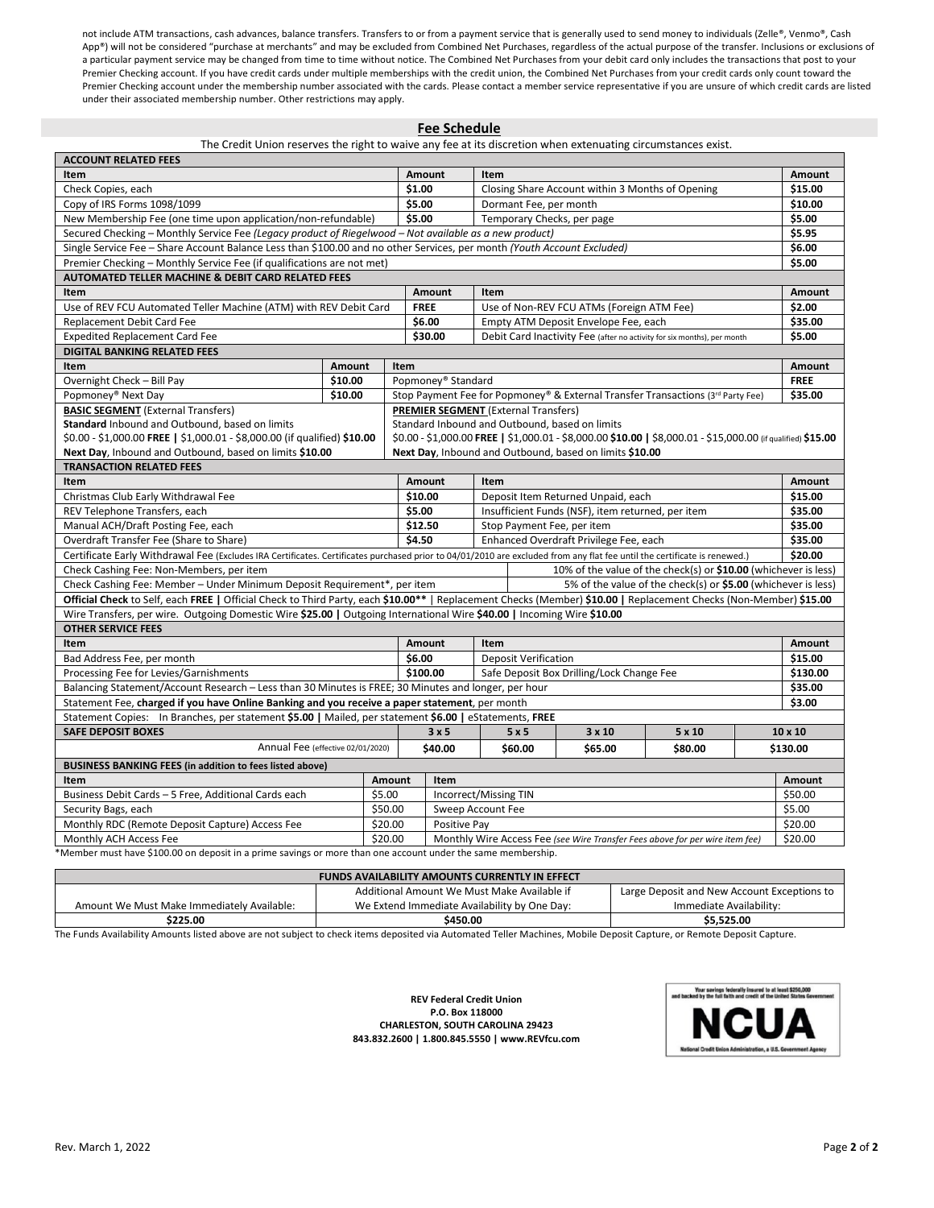not include ATM transactions, cash advances, balance transfers. Transfers to or from a payment service that is generally used to send money to individuals (Zelle®, Venmo®, Cash App®) will not be considered "purchase at merchants" and may be excluded from Combined Net Purchases, regardless of the actual purpose of the transfer. Inclusions or exclusions of a particular payment service may be changed from time to time without notice. The Combined Net Purchases from your debit card only includes the transactions that post to your Premier Checking account. If you have credit cards under multiple memberships with the credit union, the Combined Net Purchases from your credit cards only count toward the Premier Checking account under the membership number associated with the cards. Please contact a member service representative if you are unsure of which credit cards are listed under their associated membership number. Other restrictions may apply.

## Fee Schedule

The Credit Union reserves the right to waive any fee at its discretion when extenuating circumstances exist.

| ACCOUNT RELATED FEES | | | |
|---|---|---|---|
| **Item** | **Amount** | **Item** | **Amount** |
| Check Copies, each | $1.00 | Closing Share Account within 3 Months of Opening | $15.00 |
| Copy of IRS Forms 1098/1099 | $5.00 | Dormant Fee, per month | $10.00 |
| New Membership Fee (one time upon application/non-refundable) | $5.00 | Temporary Checks, per page | $5.00 |
| Secured Checking – Monthly Service Fee *(Legacy product of Riegelwood – Not available as a new product)* | | | $5.95 |
| Single Service Fee – Share Account Balance Less than $100.00 and no other Services, per month *(Youth Account Excluded)* | | | $6.00 |
| Premier Checking – Monthly Service Fee (if qualifications are not met) | | | $5.00 |

| AUTOMATED TELLER MACHINE & DEBIT CARD RELATED FEES | | | |
|---|---|---|---|
| **Item** | **Amount** | **Item** | **Amount** |
| Use of REV FCU Automated Teller Machine (ATM) with REV Debit Card | FREE | Use of Non-REV FCU ATMs (Foreign ATM Fee) | $2.00 |
| Replacement Debit Card Fee | $6.00 | Empty ATM Deposit Envelope Fee, each | $35.00 |
| Expedited Replacement Card Fee | $30.00 | Debit Card Inactivity Fee (after no activity for six months), per month | $5.00 |

| DIGITAL BANKING RELATED FEES | | | |
|---|---|---|---|
| **Item** | **Amount** | **Item** | **Amount** |
| Overnight Check – Bill Pay | $10.00 | Popmoney® Standard | FREE |
| Popmoney® Next Day | $10.00 | Stop Payment Fee for Popmoney® & External Transfer Transactions (3rd Party Fee) | $35.00 |
| **BASIC SEGMENT** (External Transfers) | | **PREMIER SEGMENT** (External Transfers) | |
| **Standard** Inbound and Outbound, based on limits | | Standard Inbound and Outbound, based on limits | |
| $0.00 - $1,000.00 **FREE** \| $1,000.01 - $8,000.00 (if qualified) **$10.00** | | $0.00 - $1,000.00 **FREE** \| $1,000.01 - $8,000.00 **$10.00** \| $8,000.01 - $15,000.00 (if qualified) **$15.00** | |
| **Next Day**, Inbound and Outbound, based on limits **$10.00** | | **Next Day**, Inbound and Outbound, based on limits **$10.00** | |

| TRANSACTION RELATED FEES | | | |
|---|---|---|---|
| **Item** | **Amount** | **Item** | **Amount** |
| Christmas Club Early Withdrawal Fee | $10.00 | Deposit Item Returned Unpaid, each | $15.00 |
| REV Telephone Transfers, each | $5.00 | Insufficient Funds (NSF), item returned, per item | $35.00 |
| Manual ACH/Draft Posting Fee, each | $12.50 | Stop Payment Fee, per item | $35.00 |
| Overdraft Transfer Fee (Share to Share) | $4.50 | Enhanced Overdraft Privilege Fee, each | $35.00 |
| Certificate Early Withdrawal Fee (Excludes IRA Certificates. Certificates purchased prior to 04/01/2010 are excluded from any flat fee until the certificate is renewed.) | | | $20.00 |
| Check Cashing Fee: Non-Members, per item | | 10% of the value of the check(s) or **$10.00** (whichever is less) | |
| Check Cashing Fee: Member – Under Minimum Deposit Requirement*, per item | | 5% of the value of the check(s) or **$5.00** (whichever is less) | |
| **Official Check** to Self, each **FREE** \| Official Check to Third Party, each **$10.00**** \| Replacement Checks (Member) **$10.00** \| Replacement Checks (Non-Member) **$15.00** | | | |
| Wire Transfers, per wire. Outgoing Domestic Wire **$25.00** \| Outgoing International Wire **$40.00** \| Incoming Wire **$10.00** | | | |

| OTHER SERVICE FEES | | | |
|---|---|---|---|
| **Item** | **Amount** | **Item** | **Amount** |
| Bad Address Fee, per month | $6.00 | Deposit Verification | $15.00 |
| Processing Fee for Levies/Garnishments | $100.00 | Safe Deposit Box Drilling/Lock Change Fee | $130.00 |
| Balancing Statement/Account Research – Less than 30 Minutes is FREE; 30 Minutes and longer, per hour | | | $35.00 |
| Statement Fee, **charged if you have Online Banking and you receive a paper statement**, per month | | | $3.00 |
| Statement Copies: In Branches, per statement **$5.00** \| Mailed, per statement **$6.00** \| eStatements, **FREE** | | | |

| SAFE DEPOSIT BOXES | 3 x 5 | 5 x 5 | 3 x 10 | 5 x 10 | 10 x 10 |
|---|---|---|---|---|---|
| Annual Fee (effective 02/01/2020) | $40.00 | $60.00 | $65.00 | $80.00 | $130.00 |

| BUSINESS BANKING FEES (in addition to fees listed above) | | | |
|---|---|---|---|
| **Item** | **Amount** | **Item** | **Amount** |
| Business Debit Cards – 5 Free, Additional Cards each | $5.00 | Incorrect/Missing TIN | $50.00 |
| Security Bags, each | $50.00 | Sweep Account Fee | $5.00 |
| Monthly RDC (Remote Deposit Capture) Access Fee | $20.00 | Positive Pay | $20.00 |
| Monthly ACH Access Fee | $20.00 | Monthly Wire Access Fee *(see Wire Transfer Fees above for per wire item fee)* | $20.00 |

*Member must have $100.00 on deposit in a prime savings or more than one account under the same membership.

| FUNDS AVAILABILITY AMOUNTS CURRENTLY IN EFFECT | | |
|---|---|---|
| Amount We Must Make Immediately Available: | Additional Amount We Must Make Available if We Extend Immediate Availability by One Day: | Large Deposit and New Account Exceptions to Immediate Availability: |
| **$225.00** | **$450.00** | **$5,525.00** |

The Funds Availability Amounts listed above are not subject to check items deposited via Automated Teller Machines, Mobile Deposit Capture, or Remote Deposit Capture.

**REV Federal Credit Union**
**P.O. Box 118000**
**CHARLESTON, SOUTH CAROLINA 29423**
**843.832.2600 | 1.800.845.5550 | www.REVfcu.com**

Your savings federally insured to at least $250,000 and backed by the full faith and credit of the United States Government
NCUA
National Credit Union Administration, a U.S. Government Agency

Rev. March 1, 2022